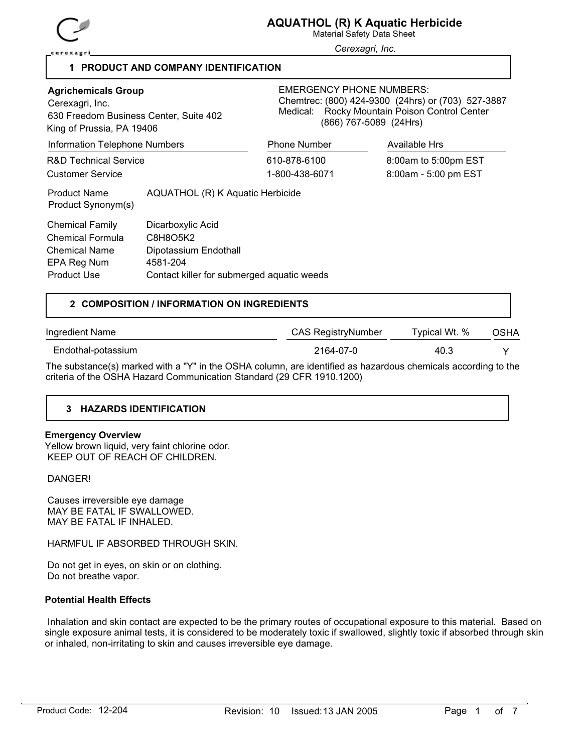# AQUATHOL (R) K Aquatic Herbicide

Material Safety Data Sheet

*Cerexagri, Inc.*

## 1 PRODUCT AND COMPANY IDENTIFICATION

**Agrichemicals Group**
Cerexagri, Inc.
630 Freedom Business Center, Suite 402
King of Prussia, PA 19406

EMERGENCY PHONE NUMBERS:
Chemtrec: (800) 424-9300 (24hrs) or (703) 527-3887
Medical: Rocky Mountain Poison Control Center (866) 767-5089 (24Hrs)

| Information Telephone Numbers | Phone Number | Available Hrs |
|---|---|---|
| R&D Technical Service | 610-878-6100 | 8:00am to 5:00pm EST |
| Customer Service | 1-800-438-6071 | 8:00am - 5:00 pm EST |

Product Name: AQUATHOL (R) K Aquatic Herbicide
Product Synonym(s):

Chemical Family: Dicarboxylic Acid
Chemical Formula: $C_8H_8O_5K_2$
Chemical Name: Dipotassium Endothall
EPA Reg Num: 4581-204
Product Use: Contact killer for submerged aquatic weeds

## 2 COMPOSITION / INFORMATION ON INGREDIENTS

| Ingredient Name | CAS RegistryNumber | Typical Wt. % | OSHA |
|---|---|---|---|
| Endothal-potassium | 2164-07-0 | 40.3 | Y |

The substance(s) marked with a "Y" in the OSHA column, are identified as hazardous chemicals according to the criteria of the OSHA Hazard Communication Standard (29 CFR 1910.1200)

## 3 HAZARDS IDENTIFICATION

**Emergency Overview**

Yellow brown liquid, very faint chlorine odor.
KEEP OUT OF REACH OF CHILDREN.

DANGER!

Causes irreversible eye damage
MAY BE FATAL IF SWALLOWED.
MAY BE FATAL IF INHALED.

HARMFUL IF ABSORBED THROUGH SKIN.

Do not get in eyes, on skin or on clothing.
Do not breathe vapor.

**Potential Health Effects**

Inhalation and skin contact are expected to be the primary routes of occupational exposure to this material. Based on single exposure animal tests, it is considered to be moderately toxic if swallowed, slightly toxic if absorbed through skin or inhaled, non-irritating to skin and causes irreversible eye damage.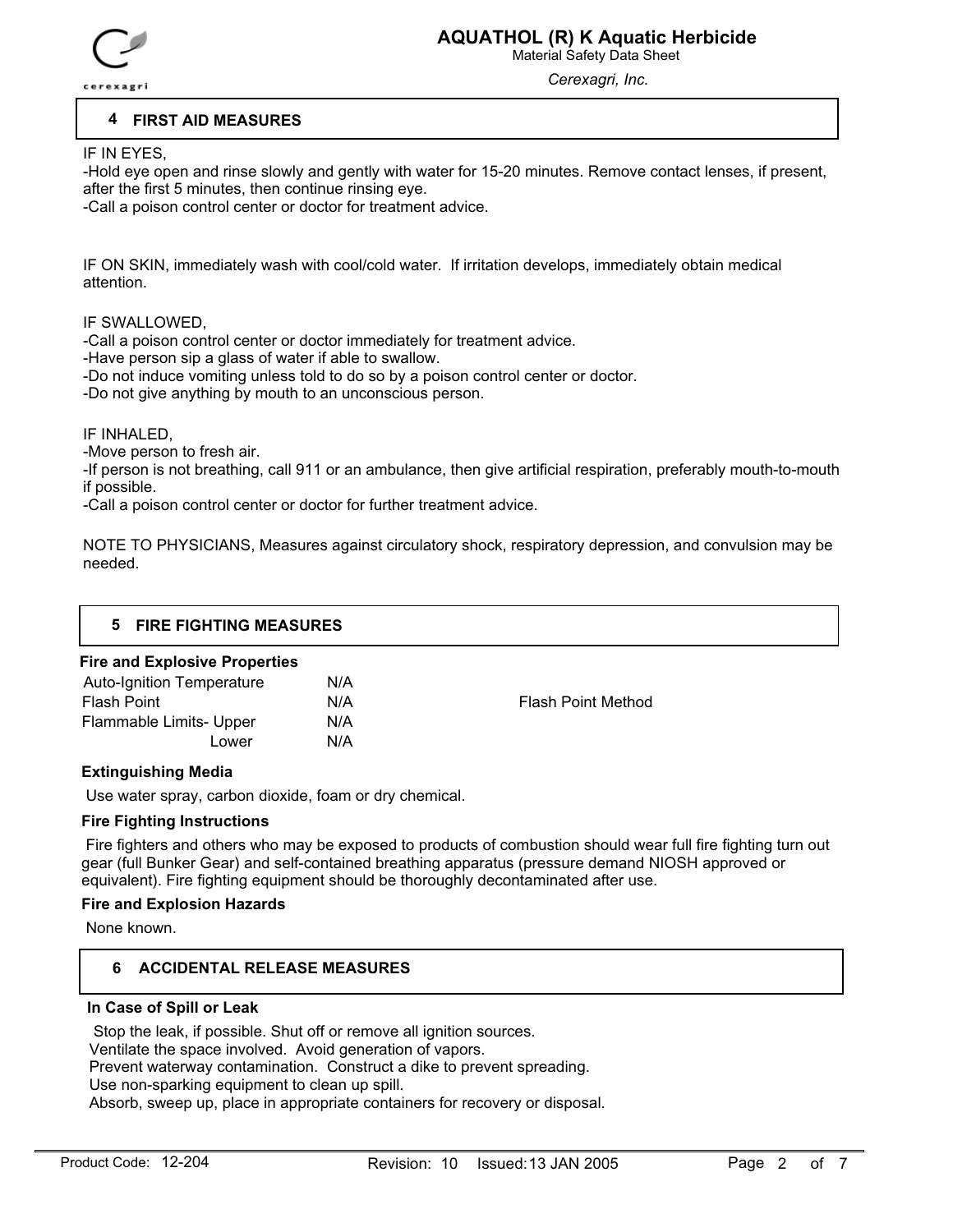## 4 FIRST AID MEASURES

IF IN EYES,
-Hold eye open and rinse slowly and gently with water for 15-20 minutes. Remove contact lenses, if present, after the first 5 minutes, then continue rinsing eye.
-Call a poison control center or doctor for treatment advice.

IF ON SKIN, immediately wash with cool/cold water. If irritation develops, immediately obtain medical attention.

IF SWALLOWED,
-Call a poison control center or doctor immediately for treatment advice.
-Have person sip a glass of water if able to swallow.
-Do not induce vomiting unless told to do so by a poison control center or doctor.
-Do not give anything by mouth to an unconscious person.

IF INHALED,
-Move person to fresh air.
-If person is not breathing, call 911 or an ambulance, then give artificial respiration, preferably mouth-to-mouth if possible.
-Call a poison control center or doctor for further treatment advice.

NOTE TO PHYSICIANS, Measures against circulatory shock, respiratory depression, and convulsion may be needed.

## 5 FIRE FIGHTING MEASURES

**Fire and Explosive Properties**

| | | |
|---|---|---|
| Auto-Ignition Temperature | N/A | |
| Flash Point | N/A | Flash Point Method |
| Flammable Limits- Upper | N/A | |
| Lower | N/A | |

**Extinguishing Media**

Use water spray, carbon dioxide, foam or dry chemical.

**Fire Fighting Instructions**

Fire fighters and others who may be exposed to products of combustion should wear full fire fighting turn out gear (full Bunker Gear) and self-contained breathing apparatus (pressure demand NIOSH approved or equivalent). Fire fighting equipment should be thoroughly decontaminated after use.

**Fire and Explosion Hazards**

None known.

## 6 ACCIDENTAL RELEASE MEASURES

**In Case of Spill or Leak**

Stop the leak, if possible. Shut off or remove all ignition sources.
Ventilate the space involved. Avoid generation of vapors.
Prevent waterway contamination. Construct a dike to prevent spreading.
Use non-sparking equipment to clean up spill.
Absorb, sweep up, place in appropriate containers for recovery or disposal.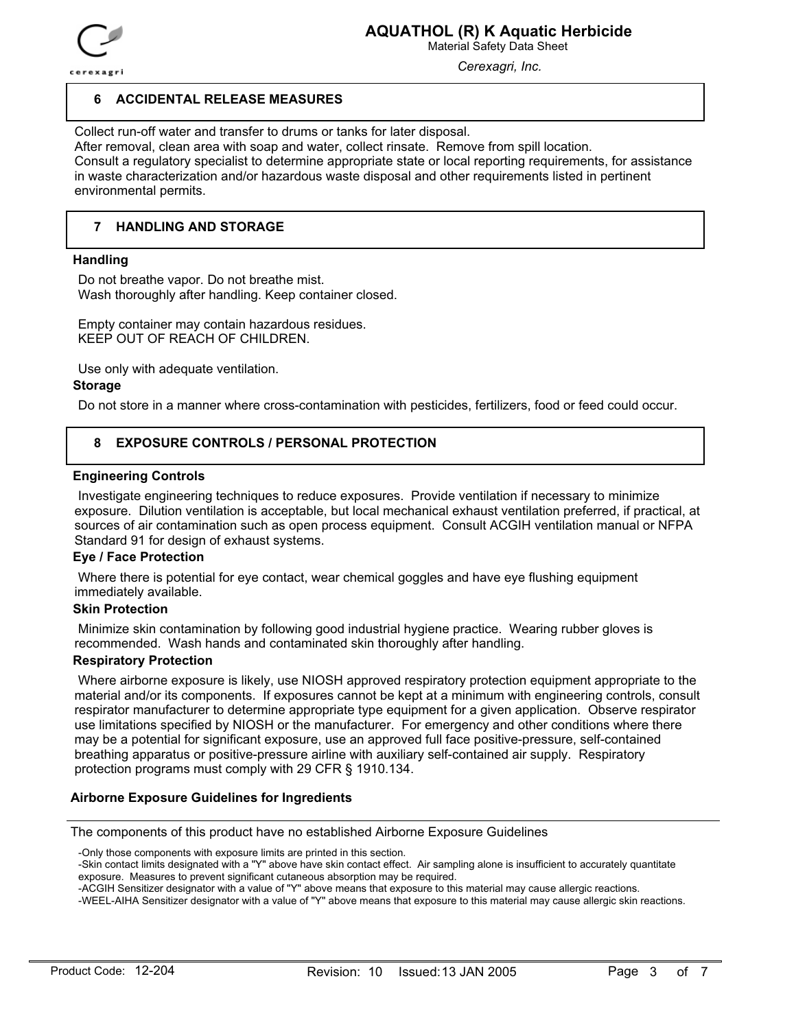## 6 ACCIDENTAL RELEASE MEASURES

Collect run-off water and transfer to drums or tanks for later disposal.
After removal, clean area with soap and water, collect rinsate. Remove from spill location.
Consult a regulatory specialist to determine appropriate state or local reporting requirements, for assistance in waste characterization and/or hazardous waste disposal and other requirements listed in pertinent environmental permits.

## 7 HANDLING AND STORAGE

**Handling**

Do not breathe vapor. Do not breathe mist.
Wash thoroughly after handling. Keep container closed.

Empty container may contain hazardous residues.
KEEP OUT OF REACH OF CHILDREN.

Use only with adequate ventilation.

**Storage**

Do not store in a manner where cross-contamination with pesticides, fertilizers, food or feed could occur.

## 8 EXPOSURE CONTROLS / PERSONAL PROTECTION

**Engineering Controls**

Investigate engineering techniques to reduce exposures. Provide ventilation if necessary to minimize exposure. Dilution ventilation is acceptable, but local mechanical exhaust ventilation preferred, if practical, at sources of air contamination such as open process equipment. Consult ACGIH ventilation manual or NFPA Standard 91 for design of exhaust systems.

**Eye / Face Protection**

Where there is potential for eye contact, wear chemical goggles and have eye flushing equipment immediately available.

**Skin Protection**

Minimize skin contamination by following good industrial hygiene practice. Wearing rubber gloves is recommended. Wash hands and contaminated skin thoroughly after handling.

**Respiratory Protection**

Where airborne exposure is likely, use NIOSH approved respiratory protection equipment appropriate to the material and/or its components. If exposures cannot be kept at a minimum with engineering controls, consult respirator manufacturer to determine appropriate type equipment for a given application. Observe respirator use limitations specified by NIOSH or the manufacturer. For emergency and other conditions where there may be a potential for significant exposure, use an approved full face positive-pressure, self-contained breathing apparatus or positive-pressure airline with auxiliary self-contained air supply. Respiratory protection programs must comply with 29 CFR § 1910.134.

**Airborne Exposure Guidelines for Ingredients**

The components of this product have no established Airborne Exposure Guidelines

-Only those components with exposure limits are printed in this section.
-Skin contact limits designated with a "Y" above have skin contact effect. Air sampling alone is insufficient to accurately quantitate exposure. Measures to prevent significant cutaneous absorption may be required.
-ACGIH Sensitizer designator with a value of "Y" above means that exposure to this material may cause allergic reactions.
-WEEL-AIHA Sensitizer designator with a value of "Y" above means that exposure to this material may cause allergic skin reactions.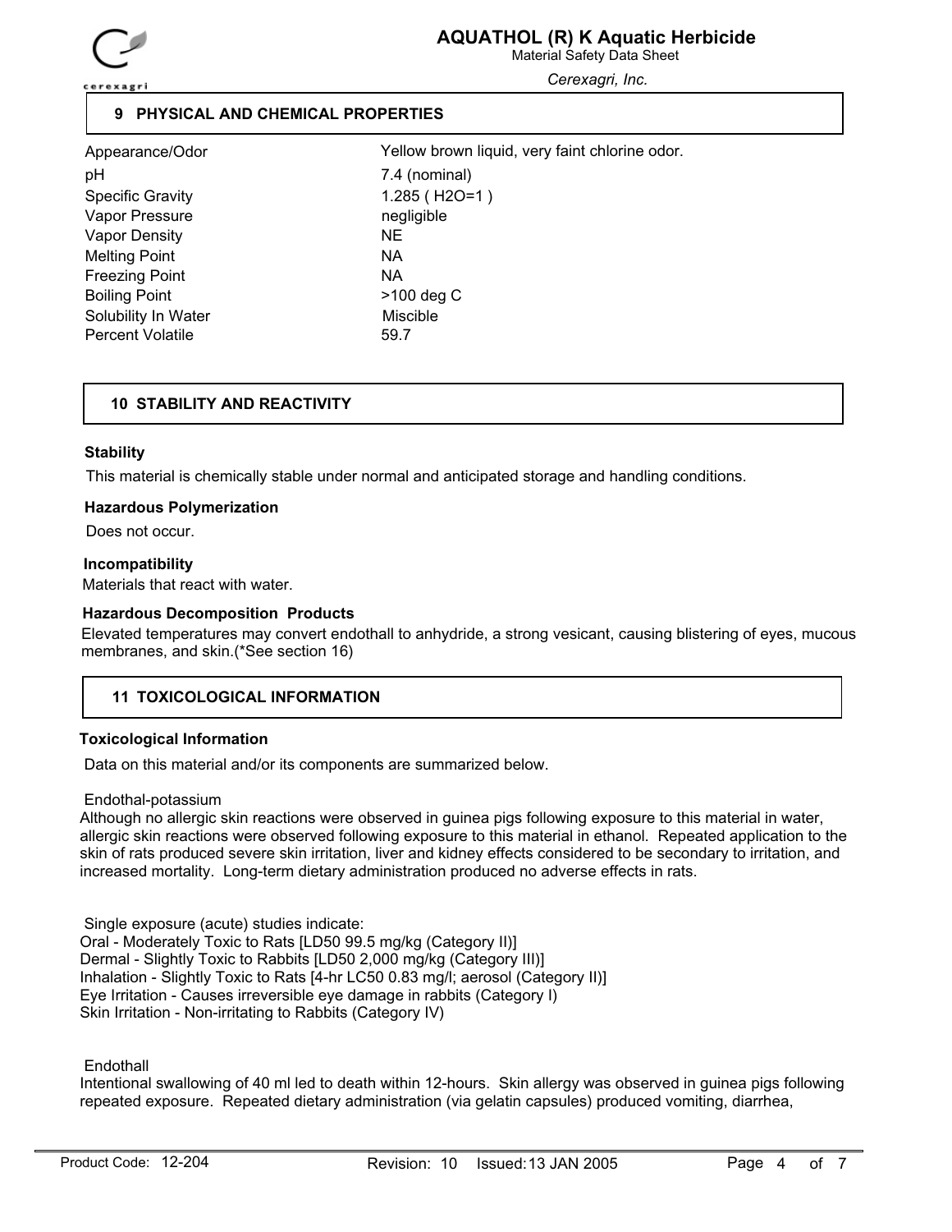## 9 PHYSICAL AND CHEMICAL PROPERTIES

| | |
|---|---|
| Appearance/Odor | Yellow brown liquid, very faint chlorine odor. |
| pH | 7.4 (nominal) |
| Specific Gravity | 1.285 ( $H_2O$=1 ) |
| Vapor Pressure | negligible |
| Vapor Density | NE |
| Melting Point | NA |
| Freezing Point | NA |
| Boiling Point | >100 deg C |
| Solubility In Water | Miscible |
| Percent Volatile | 59.7 |

## 10 STABILITY AND REACTIVITY

**Stability**

This material is chemically stable under normal and anticipated storage and handling conditions.

**Hazardous Polymerization**

Does not occur.

**Incompatibility**

Materials that react with water.

**Hazardous Decomposition Products**

Elevated temperatures may convert endothall to anhydride, a strong vesicant, causing blistering of eyes, mucous membranes, and skin.(*See section 16)

## 11 TOXICOLOGICAL INFORMATION

**Toxicological Information**

Data on this material and/or its components are summarized below.

Endothal-potassium

Although no allergic skin reactions were observed in guinea pigs following exposure to this material in water, allergic skin reactions were observed following exposure to this material in ethanol. Repeated application to the skin of rats produced severe skin irritation, liver and kidney effects considered to be secondary to irritation, and increased mortality. Long-term dietary administration produced no adverse effects in rats.

Single exposure (acute) studies indicate:
Oral - Moderately Toxic to Rats [LD50 99.5 mg/kg (Category II)]
Dermal - Slightly Toxic to Rabbits [LD50 2,000 mg/kg (Category III)]
Inhalation - Slightly Toxic to Rats [4-hr LC50 0.83 mg/l; aerosol (Category II)]
Eye Irritation - Causes irreversible eye damage in rabbits (Category I)
Skin Irritation - Non-irritating to Rabbits (Category IV)

Endothall

Intentional swallowing of 40 ml led to death within 12-hours. Skin allergy was observed in guinea pigs following repeated exposure. Repeated dietary administration (via gelatin capsules) produced vomiting, diarrhea,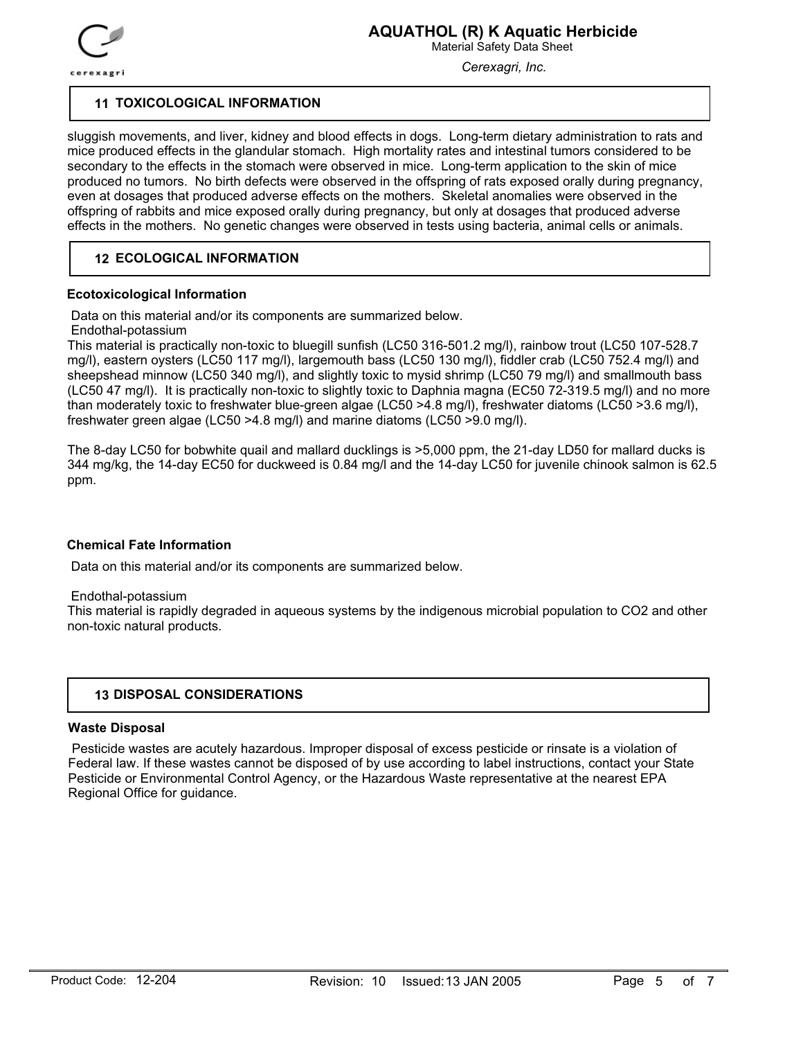## 11 TOXICOLOGICAL INFORMATION

sluggish movements, and liver, kidney and blood effects in dogs. Long-term dietary administration to rats and mice produced effects in the glandular stomach. High mortality rates and intestinal tumors considered to be secondary to the effects in the stomach were observed in mice. Long-term application to the skin of mice produced no tumors. No birth defects were observed in the offspring of rats exposed orally during pregnancy, even at dosages that produced adverse effects on the mothers. Skeletal anomalies were observed in the offspring of rabbits and mice exposed orally during pregnancy, but only at dosages that produced adverse effects in the mothers. No genetic changes were observed in tests using bacteria, animal cells or animals.

## 12 ECOLOGICAL INFORMATION

### Ecotoxicological Information

Data on this material and/or its components are summarized below.

Endothal-potassium

This material is practically non-toxic to bluegill sunfish (LC50 316-501.2 mg/l), rainbow trout (LC50 107-528.7 mg/l), eastern oysters (LC50 117 mg/l), largemouth bass (LC50 130 mg/l), fiddler crab (LC50 752.4 mg/l) and sheepshead minnow (LC50 340 mg/l), and slightly toxic to mysid shrimp (LC50 79 mg/l) and smallmouth bass (LC50 47 mg/l). It is practically non-toxic to slightly toxic to Daphnia magna (EC50 72-319.5 mg/l) and no more than moderately toxic to freshwater blue-green algae (LC50 >4.8 mg/l), freshwater diatoms (LC50 >3.6 mg/l), freshwater green algae (LC50 >4.8 mg/l) and marine diatoms (LC50 >9.0 mg/l).

The 8-day LC50 for bobwhite quail and mallard ducklings is >5,000 ppm, the 21-day LD50 for mallard ducks is 344 mg/kg, the 14-day EC50 for duckweed is 0.84 mg/l and the 14-day LC50 for juvenile chinook salmon is 62.5 ppm.

### Chemical Fate Information

Data on this material and/or its components are summarized below.

Endothal-potassium

This material is rapidly degraded in aqueous systems by the indigenous microbial population to $CO_2$ and other non-toxic natural products.

## 13 DISPOSAL CONSIDERATIONS

### Waste Disposal

Pesticide wastes are acutely hazardous. Improper disposal of excess pesticide or rinsate is a violation of Federal law. If these wastes cannot be disposed of by use according to label instructions, contact your State Pesticide or Environmental Control Agency, or the Hazardous Waste representative at the nearest EPA Regional Office for guidance.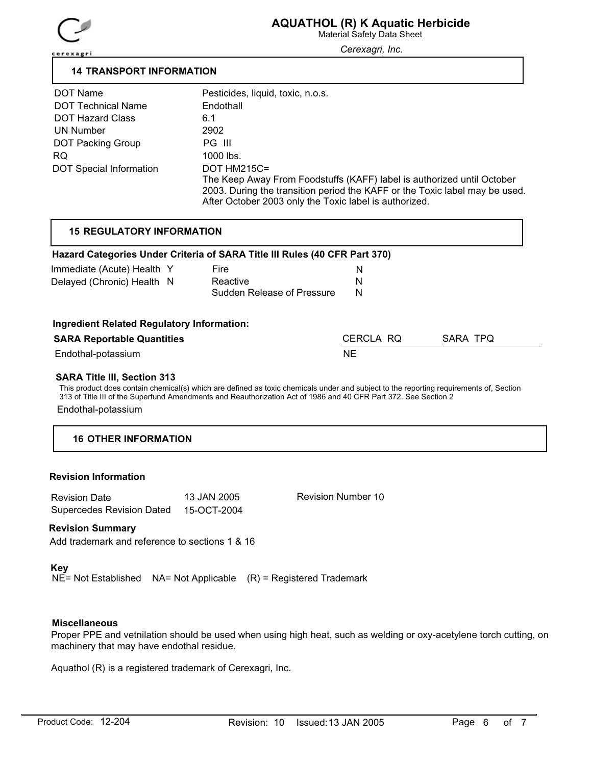## 14 TRANSPORT INFORMATION

| | |
|---|---|
| DOT Name | Pesticides, liquid, toxic, n.o.s. |
| DOT Technical Name | Endothall |
| DOT Hazard Class | 6.1 |
| UN Number | 2902 |
| DOT Packing Group | PG III |
| RQ | 1000 lbs. |
| DOT Special Information | DOT HM215C= The Keep Away From Foodstuffs (KAFF) label is authorized until October 2003. During the transition period the KAFF or the Toxic label may be used. After October 2003 only the Toxic label is authorized. |

## 15 REGULATORY INFORMATION

**Hazard Categories Under Criteria of SARA Title III Rules (40 CFR Part 370)**

| | | | |
|---|---|---|---|
| Immediate (Acute) Health | Y | Fire | N |
| Delayed (Chronic) Health | N | Reactive | N |
| | | Sudden Release of Pressure | N |

**Ingredient Related Regulatory Information:**

| SARA Reportable Quantities | CERCLA RQ | SARA TPQ |
|---|---|---|
| Endothal-potassium | NE | |

**SARA Title III, Section 313**

This product does contain chemical(s) which are defined as toxic chemicals under and subject to the reporting requirements of, Section 313 of Title III of the Superfund Amendments and Reauthorization Act of 1986 and 40 CFR Part 372. See Section 2

Endothal-potassium

## 16 OTHER INFORMATION

**Revision Information**

| | | |
|---|---|---|
| Revision Date | 13 JAN 2005 | Revision Number 10 |
| Supercedes Revision Dated | 15-OCT-2004 | |

**Revision Summary**

Add trademark and reference to sections 1 & 16

**Key**

NE= Not Established NA= Not Applicable (R) = Registered Trademark

**Miscellaneous**

Proper PPE and vetnilation should be used when using high heat, such as welding or oxy-acetylene torch cutting, on machinery that may have endothal residue.

Aquathol (R) is a registered trademark of Cerexagri, Inc.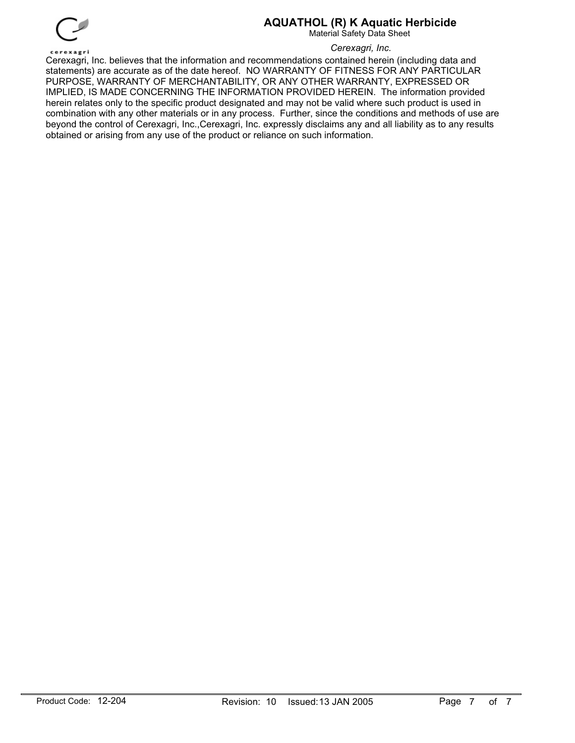Cerexagri, Inc. believes that the information and recommendations contained herein (including data and statements) are accurate as of the date hereof. NO WARRANTY OF FITNESS FOR ANY PARTICULAR PURPOSE, WARRANTY OF MERCHANTABILITY, OR ANY OTHER WARRANTY, EXPRESSED OR IMPLIED, IS MADE CONCERNING THE INFORMATION PROVIDED HEREIN. The information provided herein relates only to the specific product designated and may not be valid where such product is used in combination with any other materials or in any process. Further, since the conditions and methods of use are beyond the control of Cerexagri, Inc.,Cerexagri, Inc. expressly disclaims any and all liability as to any results obtained or arising from any use of the product or reliance on such information.